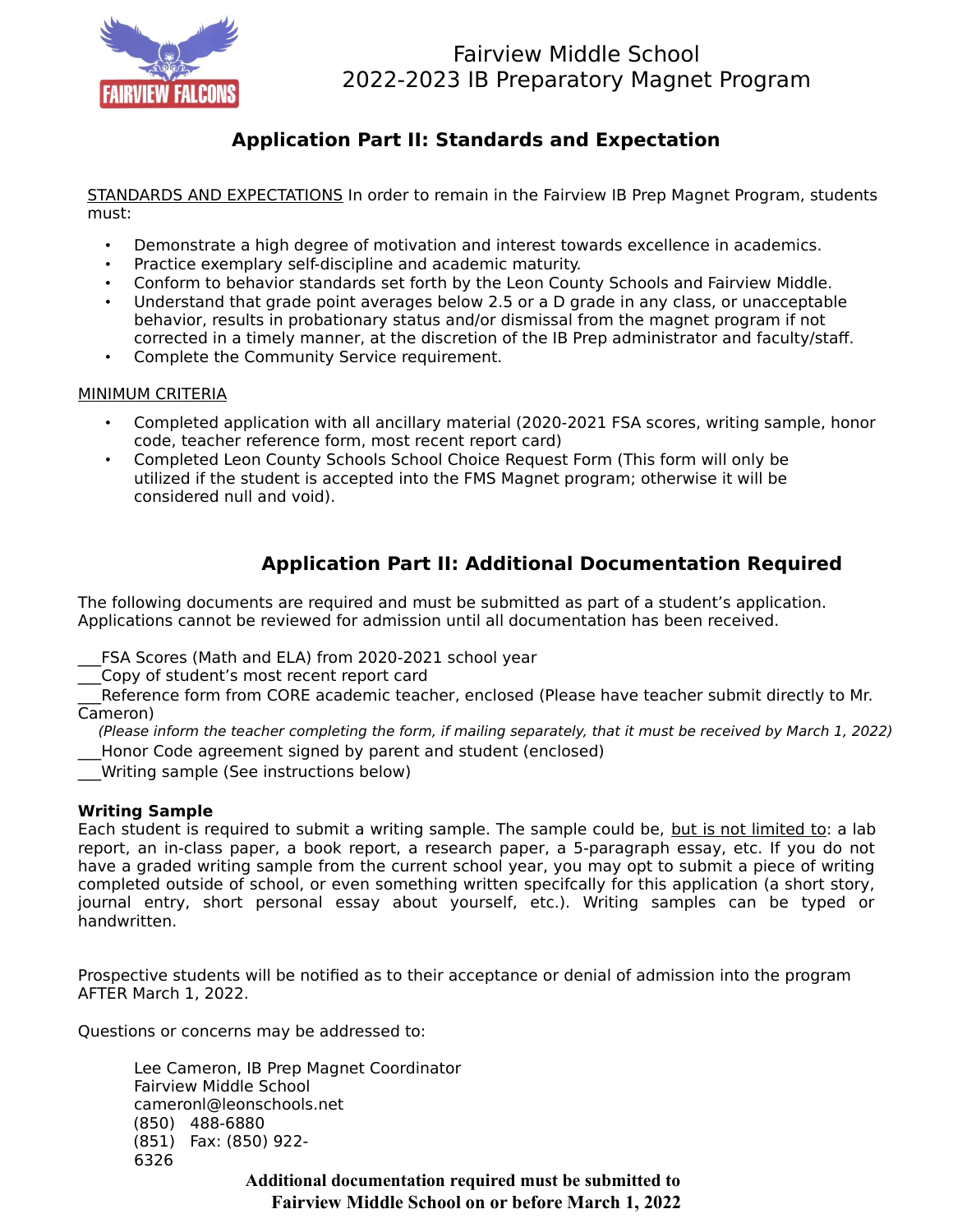Fairview Middle School
2022-2023 IB Preparatory Magnet Program

## Application Part II: Standards and Expectation

STANDARDS AND EXPECTATIONS In order to remain in the Fairview IB Prep Magnet Program, students must:

- Demonstrate a high degree of motivation and interest towards excellence in academics.
- Practice exemplary self-discipline and academic maturity.
- Conform to behavior standards set forth by the Leon County Schools and Fairview Middle.
- Understand that grade point averages below 2.5 or a D grade in any class, or unacceptable behavior, results in probationary status and/or dismissal from the magnet program if not corrected in a timely manner, at the discretion of the IB Prep administrator and faculty/staff.
- Complete the Community Service requirement.

MINIMUM CRITERIA

- Completed application with all ancillary material (2020-2021 FSA scores, writing sample, honor code, teacher reference form, most recent report card)
- Completed Leon County Schools School Choice Request Form (This form will only be utilized if the student is accepted into the FMS Magnet program; otherwise it will be considered null and void).

## Application Part II: Additional Documentation Required

The following documents are required and must be submitted as part of a student's application. Applications cannot be reviewed for admission until all documentation has been received.

___FSA Scores (Math and ELA) from 2020-2021 school year
___Copy of student's most recent report card
___Reference form from CORE academic teacher, enclosed (Please have teacher submit directly to Mr. Cameron)
*(Please inform the teacher completing the form, if mailing separately, that it must be received by March 1, 2022)*
___Honor Code agreement signed by parent and student (enclosed)
___Writing sample (See instructions below)

**Writing Sample**
Each student is required to submit a writing sample. The sample could be, but is not limited to: a lab report, an in-class paper, a book report, a research paper, a 5-paragraph essay, etc. If you do not have a graded writing sample from the current school year, you may opt to submit a piece of writing completed outside of school, or even something written specifcally for this application (a short story, journal entry, short personal essay about yourself, etc.). Writing samples can be typed or handwritten.

Prospective students will be notified as to their acceptance or denial of admission into the program AFTER March 1, 2022.

Questions or concerns may be addressed to:

Lee Cameron, IB Prep Magnet Coordinator
Fairview Middle School
cameronl@leonschools.net
(850) 488-6880
(851) Fax: (850) 922-6326

**Additional documentation required must be submitted to Fairview Middle School on or before March 1, 2022**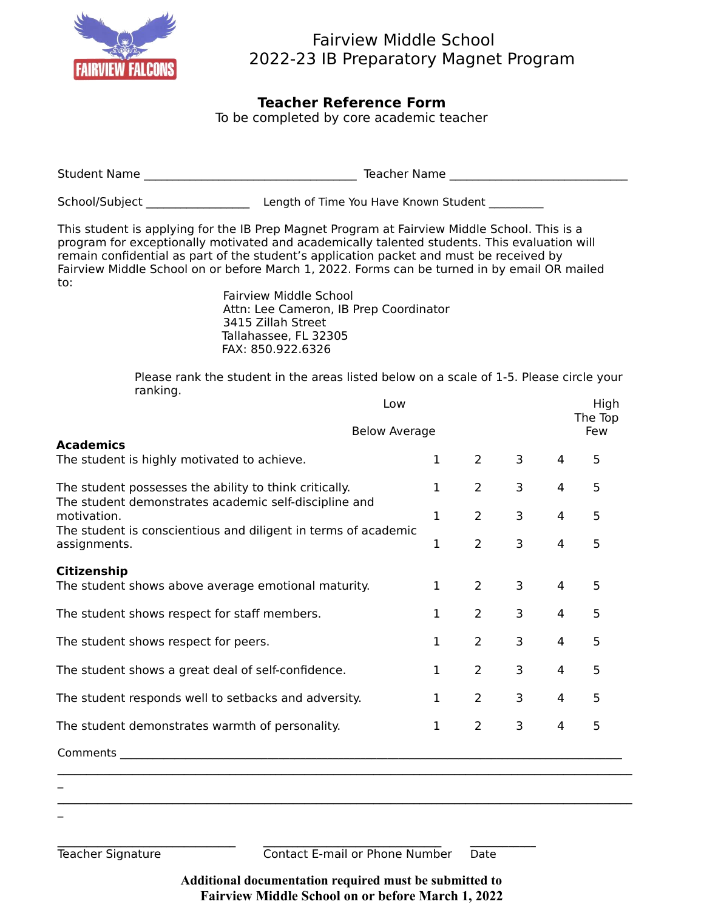Fairview Middle School
2022-23 IB Preparatory Magnet Program

## Teacher Reference Form

To be completed by core academic teacher

Student Name ______________________________ Teacher Name ___________________________

School/Subject ________________ Length of Time You Have Known Student _________

This student is applying for the IB Prep Magnet Program at Fairview Middle School. This is a program for exceptionally motivated and academically talented students. This evaluation will remain confidential as part of the student's application packet and must be received by Fairview Middle School on or before March 1, 2022. Forms can be turned in by email OR mailed to:

Fairview Middle School
Attn: Lee Cameron, IB Prep Coordinator
3415 Zillah Street
Tallahassee, FL 32305
FAX: 850.922.6326

Please rank the student in the areas listed below on a scale of 1-5. Please circle your ranking.

| | Low<br>Below Average | | | | High<br>The Top Few |
|---|---|---|---|---|---|
| **Academics** | | | | | |
| The student is highly motivated to achieve. | 1 | 2 | 3 | 4 | 5 |
| The student possesses the ability to think critically. | 1 | 2 | 3 | 4 | 5 |
| The student demonstrates academic self-discipline and motivation. | 1 | 2 | 3 | 4 | 5 |
| The student is conscientious and diligent in terms of academic assignments. | 1 | 2 | 3 | 4 | 5 |
| **Citizenship** | | | | | |
| The student shows above average emotional maturity. | 1 | 2 | 3 | 4 | 5 |
| The student shows respect for staff members. | 1 | 2 | 3 | 4 | 5 |
| The student shows respect for peers. | 1 | 2 | 3 | 4 | 5 |
| The student shows a great deal of self-confidence. | 1 | 2 | 3 | 4 | 5 |
| The student responds well to setbacks and adversity. | 1 | 2 | 3 | 4 | 5 |
| The student demonstrates warmth of personality. | 1 | 2 | 3 | 4 | 5 |

Comments ______________________________________________________________________

_______________________________________________________________________________

_______________________________________________________________________________

___________________________ ___________________________ __________
Teacher Signature Contact E-mail or Phone Number Date

**Additional documentation required must be submitted to Fairview Middle School on or before March 1, 2022**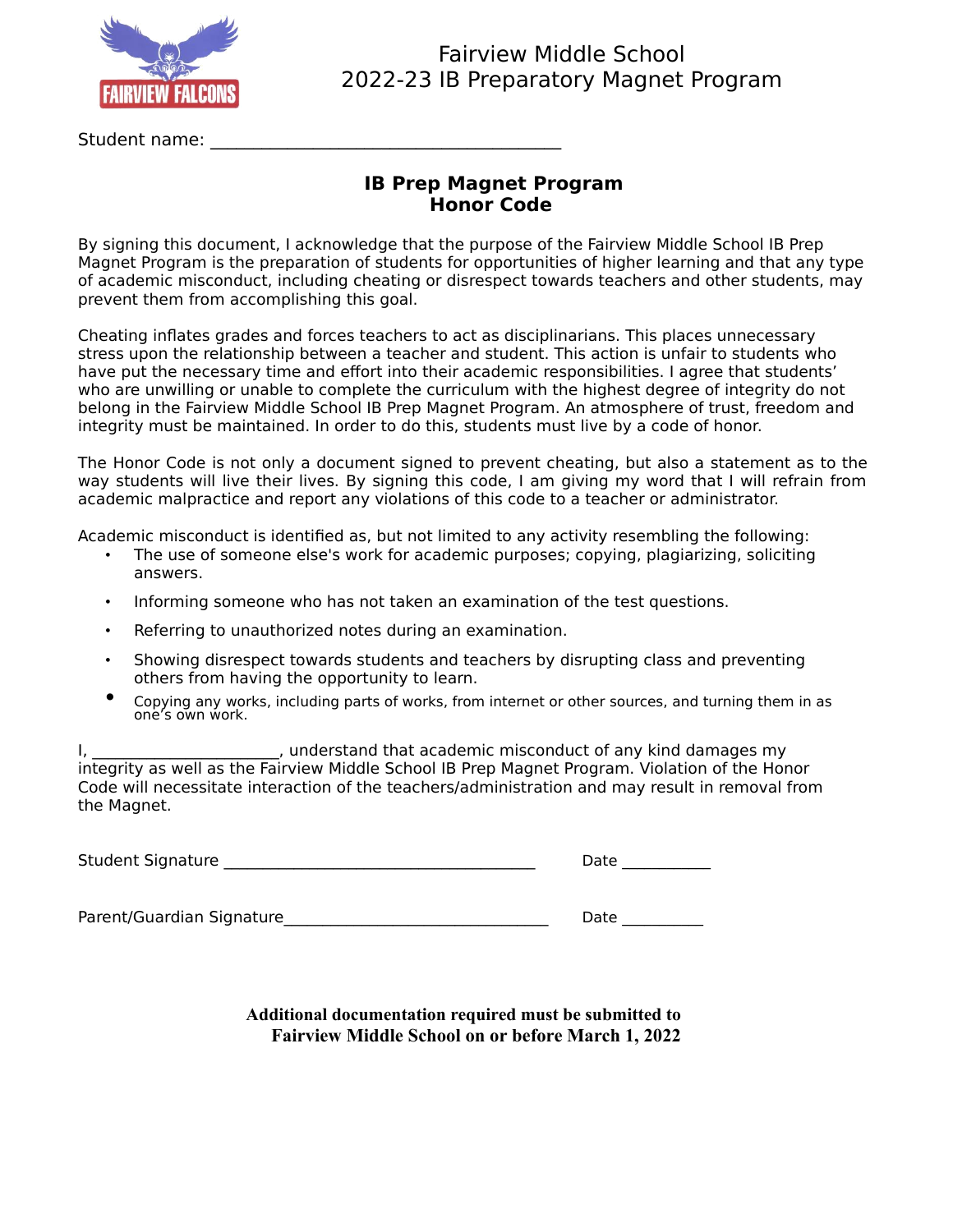Fairview Middle School
2022-23 IB Preparatory Magnet Program

Student name: _______________________________________

## IB Prep Magnet Program
## Honor Code

By signing this document, I acknowledge that the purpose of the Fairview Middle School IB Prep Magnet Program is the preparation of students for opportunities of higher learning and that any type of academic misconduct, including cheating or disrespect towards teachers and other students, may prevent them from accomplishing this goal.

Cheating inflates grades and forces teachers to act as disciplinarians. This places unnecessary stress upon the relationship between a teacher and student. This action is unfair to students who have put the necessary time and effort into their academic responsibilities. I agree that students' who are unwilling or unable to complete the curriculum with the highest degree of integrity do not belong in the Fairview Middle School IB Prep Magnet Program. An atmosphere of trust, freedom and integrity must be maintained. In order to do this, students must live by a code of honor.

The Honor Code is not only a document signed to prevent cheating, but also a statement as to the way students will live their lives. By signing this code, I am giving my word that I will refrain from academic malpractice and report any violations of this code to a teacher or administrator.

Academic misconduct is identified as, but not limited to any activity resembling the following:

- The use of someone else's work for academic purposes; copying, plagiarizing, soliciting answers.
- Informing someone who has not taken an examination of the test questions.
- Referring to unauthorized notes during an examination.
- Showing disrespect towards students and teachers by disrupting class and preventing others from having the opportunity to learn.
- Copying any works, including parts of works, from internet or other sources, and turning them in as one's own work.

I, ______________________, understand that academic misconduct of any kind damages my integrity as well as the Fairview Middle School IB Prep Magnet Program. Violation of the Honor Code will necessitate interaction of the teachers/administration and may result in removal from the Magnet.

Student Signature _____________________________________ Date ___________

Parent/Guardian Signature_______________________________ Date __________

**Additional documentation required must be submitted to Fairview Middle School on or before March 1, 2022**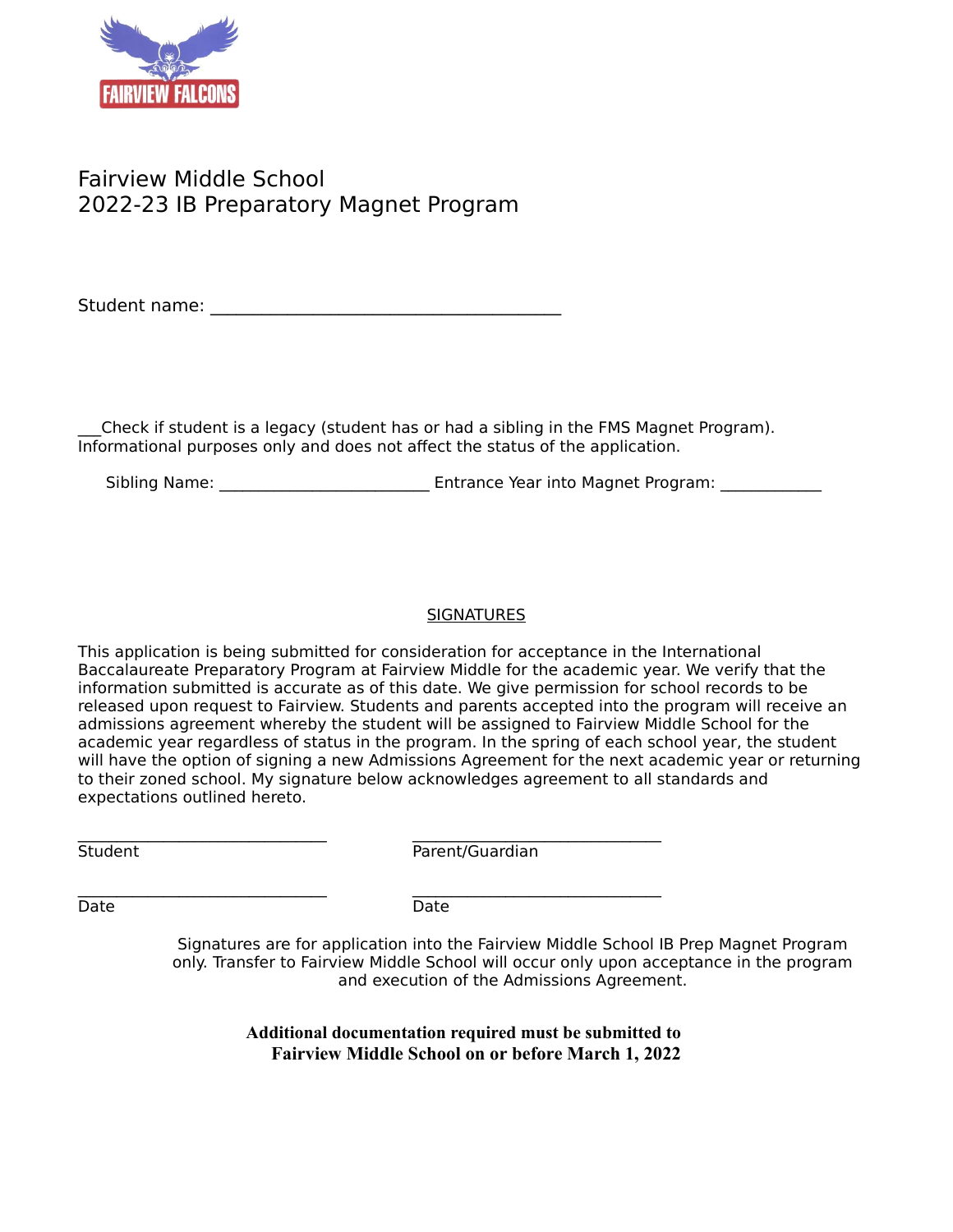FAIRVIEW FALCONS

# Fairview Middle School
## 2022-23 IB Preparatory Magnet Program

Student name: ________________________________________

___Check if student is a legacy (student has or had a sibling in the FMS Magnet Program). Informational purposes only and does not affect the status of the application.

Sibling Name: ________________________ Entrance Year into Magnet Program: ____________

SIGNATURES

This application is being submitted for consideration for acceptance in the International Baccalaureate Preparatory Program at Fairview Middle for the academic year. We verify that the information submitted is accurate as of this date. We give permission for school records to be released upon request to Fairview. Students and parents accepted into the program will receive an admissions agreement whereby the student will be assigned to Fairview Middle School for the academic year regardless of status in the program. In the spring of each school year, the student will have the option of signing a new Admissions Agreement for the next academic year or returning to their zoned school. My signature below acknowledges agreement to all standards and expectations outlined hereto.

_____________________________ Student

_____________________________ Parent/Guardian

_____________________________ Date

_____________________________ Date

Signatures are for application into the Fairview Middle School IB Prep Magnet Program only. Transfer to Fairview Middle School will occur only upon acceptance in the program and execution of the Admissions Agreement.

**Additional documentation required must be submitted to Fairview Middle School on or before March 1, 2022**